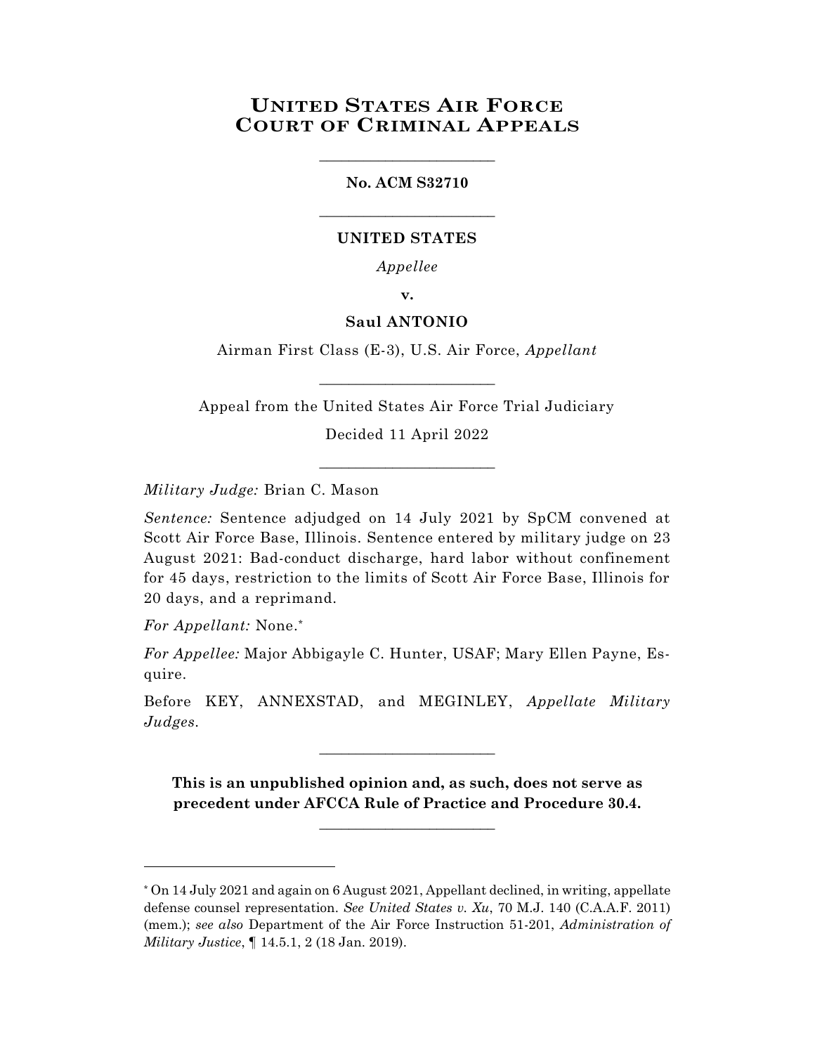# UNITED STATES AIR FORCE COURT OF CRIMINAL APPEALS

________________________

**No. ACM S32710**

________________________

**UNITED STATES**

*Appellee*

**v.**

**Saul ANTONIO**

Airman First Class (E-3), U.S. Air Force, *Appellant*

________________________

Appeal from the United States Air Force Trial Judiciary

Decided 11 April 2022

________________________

*Military Judge:* Brian C. Mason

*Sentence:* Sentence adjudged on 14 July 2021 by SpCM convened at Scott Air Force Base, Illinois. Sentence entered by military judge on 23 August 2021: Bad-conduct discharge, hard labor without confinement for 45 days, restriction to the limits of Scott Air Force Base, Illinois for 20 days, and a reprimand.

*For Appellant:* None.*

*For Appellee:* Major Abbigayle C. Hunter, USAF; Mary Ellen Payne, Esquire.

Before KEY, ANNEXSTAD, and MEGINLEY, *Appellate Military Judges*.

________________________

**This is an unpublished opinion and, as such, does not serve as precedent under AFCCA Rule of Practice and Procedure 30.4.**

________________________

* On 14 July 2021 and again on 6 August 2021, Appellant declined, in writing, appellate defense counsel representation. *See United States v. Xu*, 70 M.J. 140 (C.A.A.F. 2011) (mem.); *see also* Department of the Air Force Instruction 51-201, *Administration of Military Justice*, ¶ 14.5.1, 2 (18 Jan. 2019).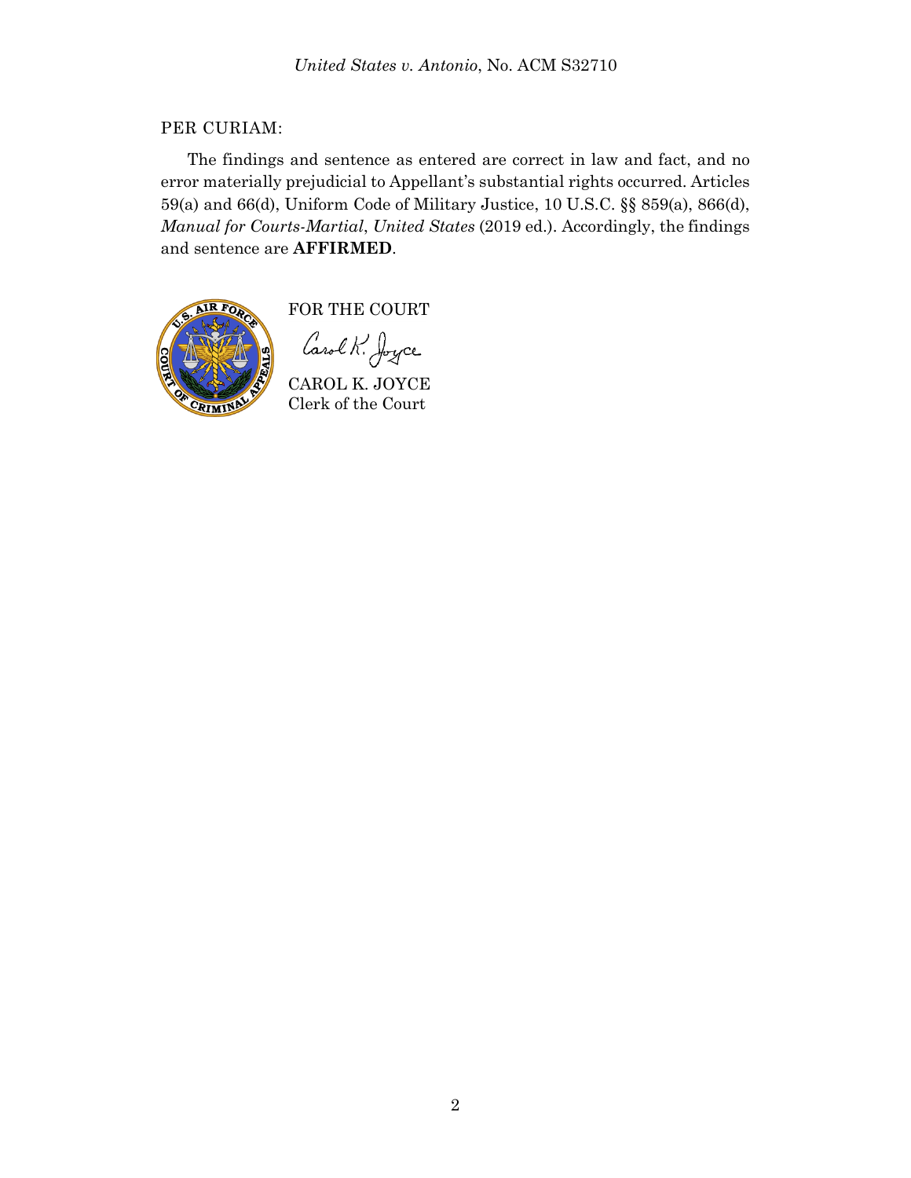PER CURIAM:

The findings and sentence as entered are correct in law and fact, and no error materially prejudicial to Appellant's substantial rights occurred. Articles 59(a) and 66(d), Uniform Code of Military Justice, 10 U.S.C. §§ 859(a), 866(d), *Manual for Courts-Martial*, *United States* (2019 ed.). Accordingly, the findings and sentence are **AFFIRMED**.

FOR THE COURT

CAROL K. JOYCE
Clerk of the Court